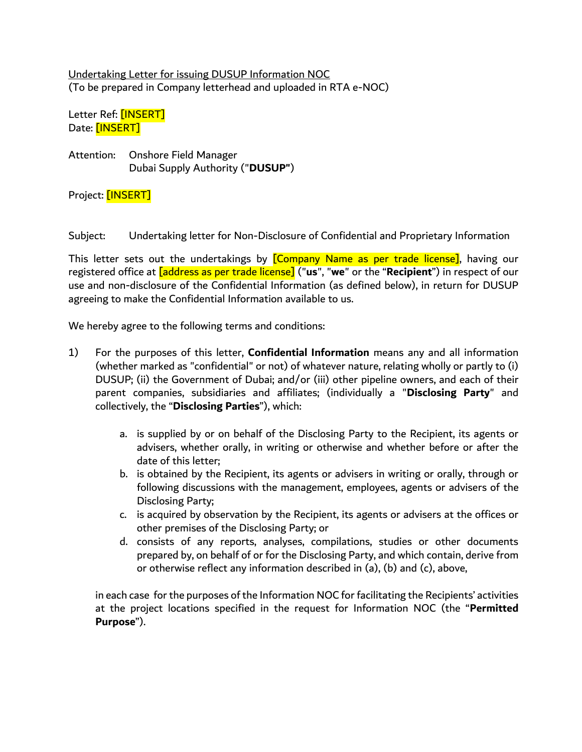<u>Undertaking Letter for issuing DUSUP Information NOC</u>
(To be prepared in Company letterhead and uploaded in RTA e-NOC)

Letter Ref: [INSERT]
Date: [INSERT]

Attention: Onshore Field Manager
Dubai Supply Authority ("**DUSUP**")

Project: [INSERT]

Subject: Undertaking letter for Non-Disclosure of Confidential and Proprietary Information

This letter sets out the undertakings by [Company Name as per trade license], having our registered office at [address as per trade license] ("**us**", "**we**" or the "**Recipient**") in respect of our use and non-disclosure of the Confidential Information (as defined below), in return for DUSUP agreeing to make the Confidential Information available to us.

We hereby agree to the following terms and conditions:

1) For the purposes of this letter, **Confidential Information** means any and all information (whether marked as "confidential" or not) of whatever nature, relating wholly or partly to (i) DUSUP; (ii) the Government of Dubai; and/or (iii) other pipeline owners, and each of their parent companies, subsidiaries and affiliates; (individually a "**Disclosing Party**" and collectively, the "**Disclosing Parties**"), which:

   a. is supplied by or on behalf of the Disclosing Party to the Recipient, its agents or advisers, whether orally, in writing or otherwise and whether before or after the date of this letter;
   b. is obtained by the Recipient, its agents or advisers in writing or orally, through or following discussions with the management, employees, agents or advisers of the Disclosing Party;
   c. is acquired by observation by the Recipient, its agents or advisers at the offices or other premises of the Disclosing Party; or
   d. consists of any reports, analyses, compilations, studies or other documents prepared by, on behalf of or for the Disclosing Party, and which contain, derive from or otherwise reflect any information described in (a), (b) and (c), above,

   in each case for the purposes of the Information NOC for facilitating the Recipients' activities at the project locations specified in the request for Information NOC (the "**Permitted Purpose**").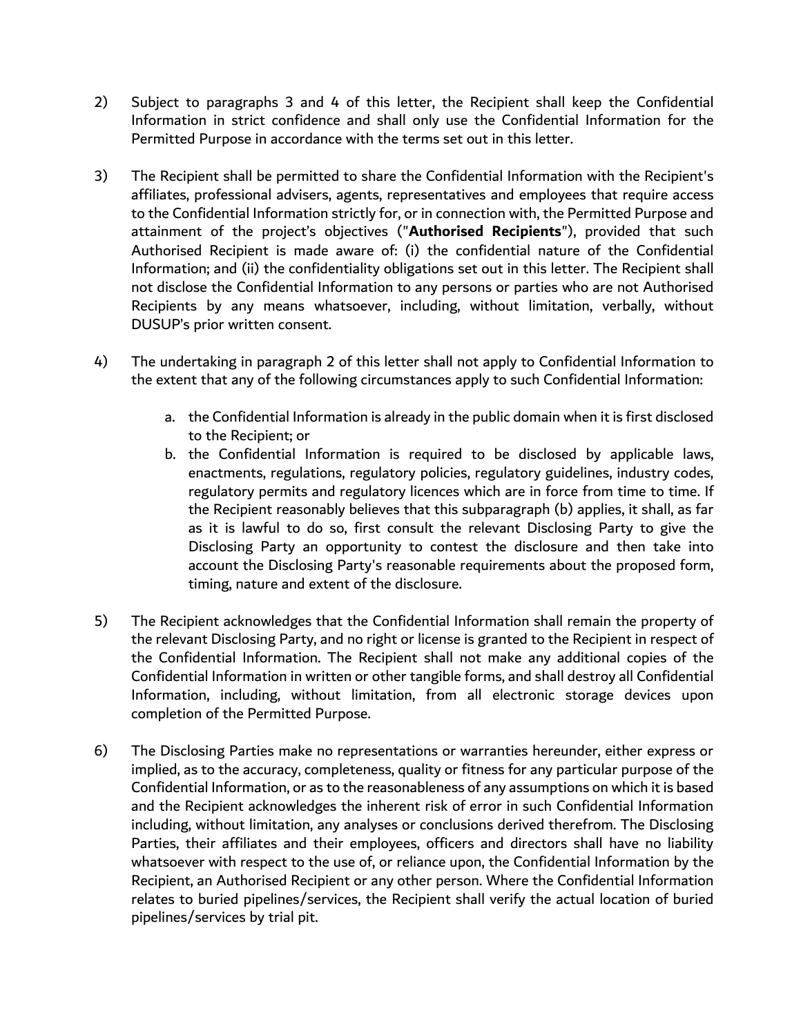2) Subject to paragraphs 3 and 4 of this letter, the Recipient shall keep the Confidential Information in strict confidence and shall only use the Confidential Information for the Permitted Purpose in accordance with the terms set out in this letter.

3) The Recipient shall be permitted to share the Confidential Information with the Recipient's affiliates, professional advisers, agents, representatives and employees that require access to the Confidential Information strictly for, or in connection with, the Permitted Purpose and attainment of the project's objectives ("**Authorised Recipients**"), provided that such Authorised Recipient is made aware of: (i) the confidential nature of the Confidential Information; and (ii) the confidentiality obligations set out in this letter. The Recipient shall not disclose the Confidential Information to any persons or parties who are not Authorised Recipients by any means whatsoever, including, without limitation, verbally, without DUSUP's prior written consent.

4) The undertaking in paragraph 2 of this letter shall not apply to Confidential Information to the extent that any of the following circumstances apply to such Confidential Information:

   a. the Confidential Information is already in the public domain when it is first disclosed to the Recipient; or
   b. the Confidential Information is required to be disclosed by applicable laws, enactments, regulations, regulatory policies, regulatory guidelines, industry codes, regulatory permits and regulatory licences which are in force from time to time. If the Recipient reasonably believes that this subparagraph (b) applies, it shall, as far as it is lawful to do so, first consult the relevant Disclosing Party to give the Disclosing Party an opportunity to contest the disclosure and then take into account the Disclosing Party's reasonable requirements about the proposed form, timing, nature and extent of the disclosure.

5) The Recipient acknowledges that the Confidential Information shall remain the property of the relevant Disclosing Party, and no right or license is granted to the Recipient in respect of the Confidential Information. The Recipient shall not make any additional copies of the Confidential Information in written or other tangible forms, and shall destroy all Confidential Information, including, without limitation, from all electronic storage devices upon completion of the Permitted Purpose.

6) The Disclosing Parties make no representations or warranties hereunder, either express or implied, as to the accuracy, completeness, quality or fitness for any particular purpose of the Confidential Information, or as to the reasonableness of any assumptions on which it is based and the Recipient acknowledges the inherent risk of error in such Confidential Information including, without limitation, any analyses or conclusions derived therefrom. The Disclosing Parties, their affiliates and their employees, officers and directors shall have no liability whatsoever with respect to the use of, or reliance upon, the Confidential Information by the Recipient, an Authorised Recipient or any other person. Where the Confidential Information relates to buried pipelines/services, the Recipient shall verify the actual location of buried pipelines/services by trial pit.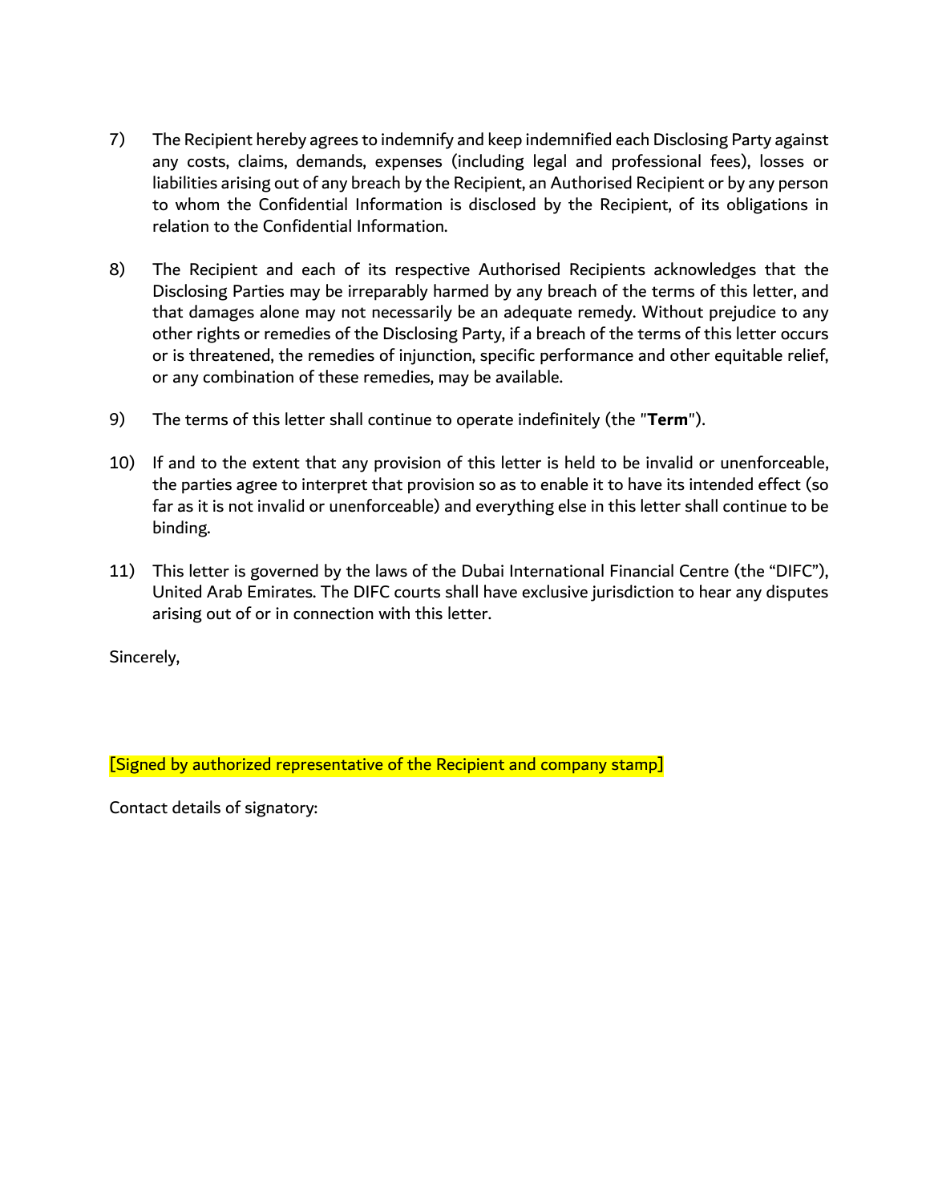7) The Recipient hereby agrees to indemnify and keep indemnified each Disclosing Party against any costs, claims, demands, expenses (including legal and professional fees), losses or liabilities arising out of any breach by the Recipient, an Authorised Recipient or by any person to whom the Confidential Information is disclosed by the Recipient, of its obligations in relation to the Confidential Information.

8) The Recipient and each of its respective Authorised Recipients acknowledges that the Disclosing Parties may be irreparably harmed by any breach of the terms of this letter, and that damages alone may not necessarily be an adequate remedy. Without prejudice to any other rights or remedies of the Disclosing Party, if a breach of the terms of this letter occurs or is threatened, the remedies of injunction, specific performance and other equitable relief, or any combination of these remedies, may be available.

9) The terms of this letter shall continue to operate indefinitely (the "**Term**").

10) If and to the extent that any provision of this letter is held to be invalid or unenforceable, the parties agree to interpret that provision so as to enable it to have its intended effect (so far as it is not invalid or unenforceable) and everything else in this letter shall continue to be binding.

11) This letter is governed by the laws of the Dubai International Financial Centre (the "DIFC"), United Arab Emirates. The DIFC courts shall have exclusive jurisdiction to hear any disputes arising out of or in connection with this letter.

Sincerely,

[Signed by authorized representative of the Recipient and company stamp]

Contact details of signatory: